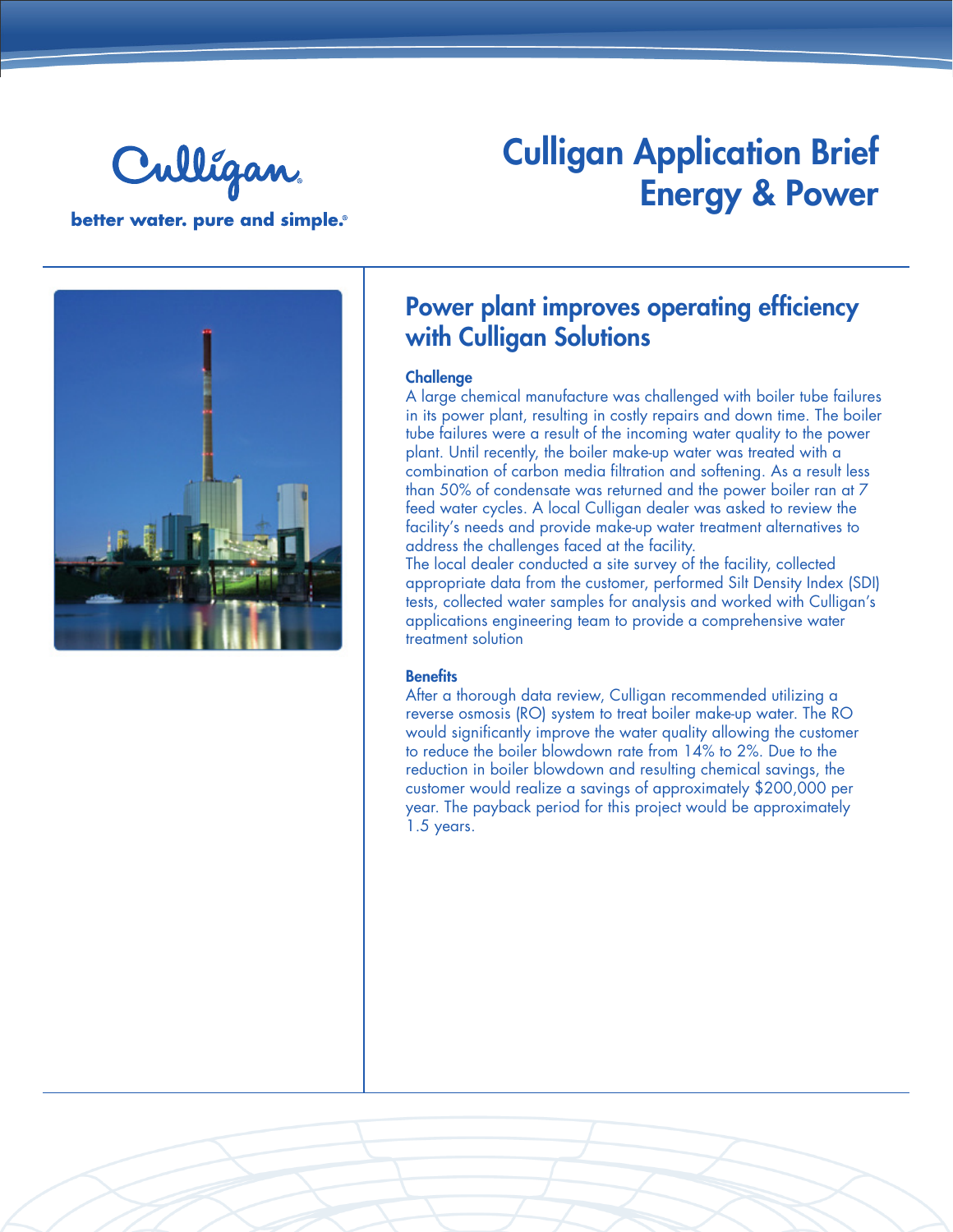Culligan

better water. pure and simple.®

# Culligan Application Brief
# Energy & Power

## Power plant improves operating efficiency with Culligan Solutions

### Challenge

A large chemical manufacture was challenged with boiler tube failures in its power plant, resulting in costly repairs and down time. The boiler tube failures were a result of the incoming water quality to the power plant. Until recently, the boiler make-up water was treated with a combination of carbon media filtration and softening. As a result less than 50% of condensate was returned and the power boiler ran at 7 feed water cycles. A local Culligan dealer was asked to review the facility's needs and provide make-up water treatment alternatives to address the challenges faced at the facility.

The local dealer conducted a site survey of the facility, collected appropriate data from the customer, performed Silt Density Index (SDI) tests, collected water samples for analysis and worked with Culligan's applications engineering team to provide a comprehensive water treatment solution

### Benefits

After a thorough data review, Culligan recommended utilizing a reverse osmosis (RO) system to treat boiler make-up water. The RO would significantly improve the water quality allowing the customer to reduce the boiler blowdown rate from 14% to 2%. Due to the reduction in boiler blowdown and resulting chemical savings, the customer would realize a savings of approximately $200,000 per year. The payback period for this project would be approximately 1.5 years.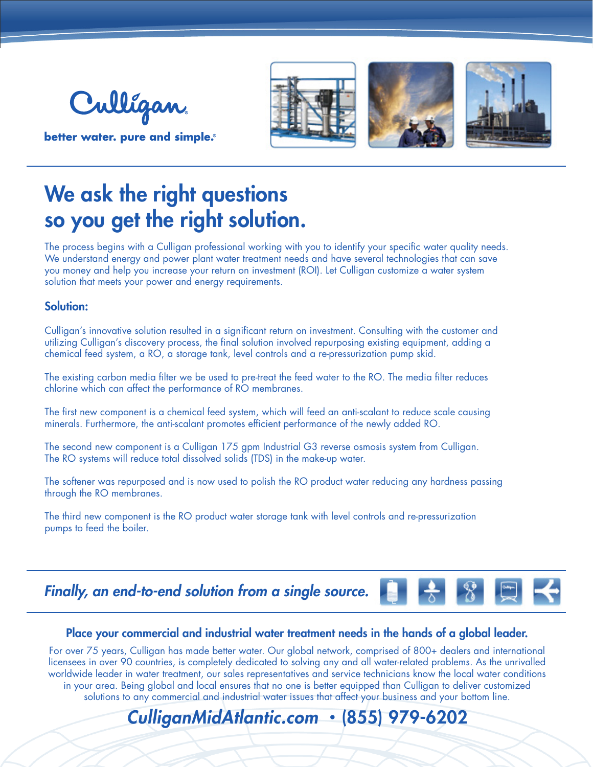Culligan

better water. pure and simple.®

# We ask the right questions so you get the right solution.

The process begins with a Culligan professional working with you to identify your specific water quality needs. We understand energy and power plant water treatment needs and have several technologies that can save you money and help you increase your return on investment (ROI). Let Culligan customize a water system solution that meets your power and energy requirements.

### Solution:

Culligan's innovative solution resulted in a significant return on investment. Consulting with the customer and utilizing Culligan's discovery process, the final solution involved repurposing existing equipment, adding a chemical feed system, a RO, a storage tank, level controls and a re-pressurization pump skid.

The existing carbon media filter we be used to pre-treat the feed water to the RO. The media filter reduces chlorine which can affect the performance of RO membranes.

The first new component is a chemical feed system, which will feed an anti-scalant to reduce scale causing minerals. Furthermore, the anti-scalant promotes efficient performance of the newly added RO.

The second new component is a Culligan 175 gpm Industrial G3 reverse osmosis system from Culligan. The RO systems will reduce total dissolved solids (TDS) in the make-up water.

The softener was repurposed and is now used to polish the RO product water reducing any hardness passing through the RO membranes.

The third new component is the RO product water storage tank with level controls and re-pressurization pumps to feed the boiler.

*Finally, an end-to-end solution from a single source.*

### Place your commercial and industrial water treatment needs in the hands of a global leader.

For over 75 years, Culligan has made better water. Our global network, comprised of 800+ dealers and international licensees in over 90 countries, is completely dedicated to solving any and all water-related problems. As the unrivalled worldwide leader in water treatment, our sales representatives and service technicians know the local water conditions in your area. Being global and local ensures that no one is better equipped than Culligan to deliver customized solutions to any commercial and industrial water issues that affect your business and your bottom line.

*CulliganMidAtlantic.com* • (855) 979-6202